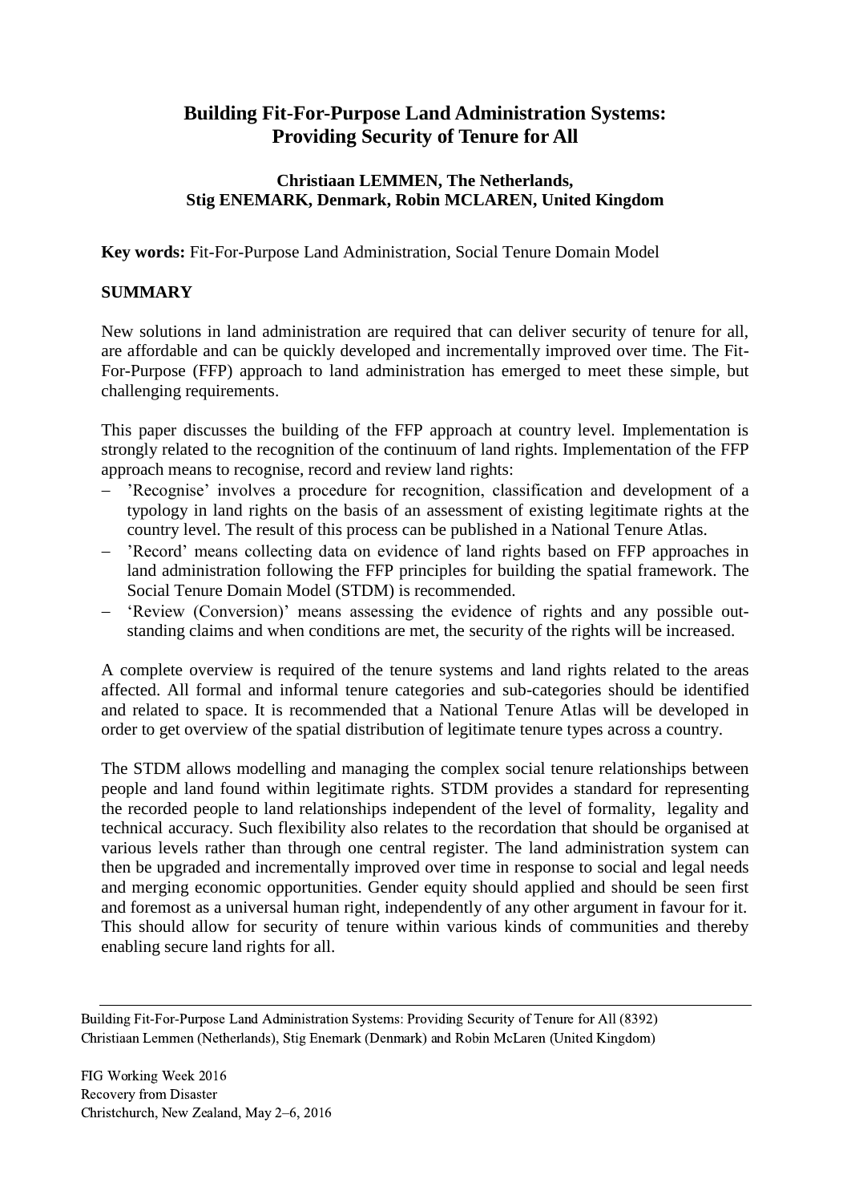# Building Fit-For-Purpose Land Administration Systems: Providing Security of Tenure for All

**Christiaan LEMMEN, The Netherlands, Stig ENEMARK, Denmark, Robin MCLAREN, United Kingdom**

**Key words:** Fit-For-Purpose Land Administration, Social Tenure Domain Model

## SUMMARY

New solutions in land administration are required that can deliver security of tenure for all, are affordable and can be quickly developed and incrementally improved over time. The Fit-For-Purpose (FFP) approach to land administration has emerged to meet these simple, but challenging requirements.

This paper discusses the building of the FFP approach at country level. Implementation is strongly related to the recognition of the continuum of land rights. Implementation of the FFP approach means to recognise, record and review land rights:

- 'Recognise' involves a procedure for recognition, classification and development of a typology in land rights on the basis of an assessment of existing legitimate rights at the country level. The result of this process can be published in a National Tenure Atlas.
- 'Record' means collecting data on evidence of land rights based on FFP approaches in land administration following the FFP principles for building the spatial framework. The Social Tenure Domain Model (STDM) is recommended.
- 'Review (Conversion)' means assessing the evidence of rights and any possible out-standing claims and when conditions are met, the security of the rights will be increased.

A complete overview is required of the tenure systems and land rights related to the areas affected. All formal and informal tenure categories and sub-categories should be identified and related to space. It is recommended that a National Tenure Atlas will be developed in order to get overview of the spatial distribution of legitimate tenure types across a country.

The STDM allows modelling and managing the complex social tenure relationships between people and land found within legitimate rights. STDM provides a standard for representing the recorded people to land relationships independent of the level of formality, legality and technical accuracy. Such flexibility also relates to the recordation that should be organised at various levels rather than through one central register. The land administration system can then be upgraded and incrementally improved over time in response to social and legal needs and merging economic opportunities. Gender equity should applied and should be seen first and foremost as a universal human right, independently of any other argument in favour for it. This should allow for security of tenure within various kinds of communities and thereby enabling secure land rights for all.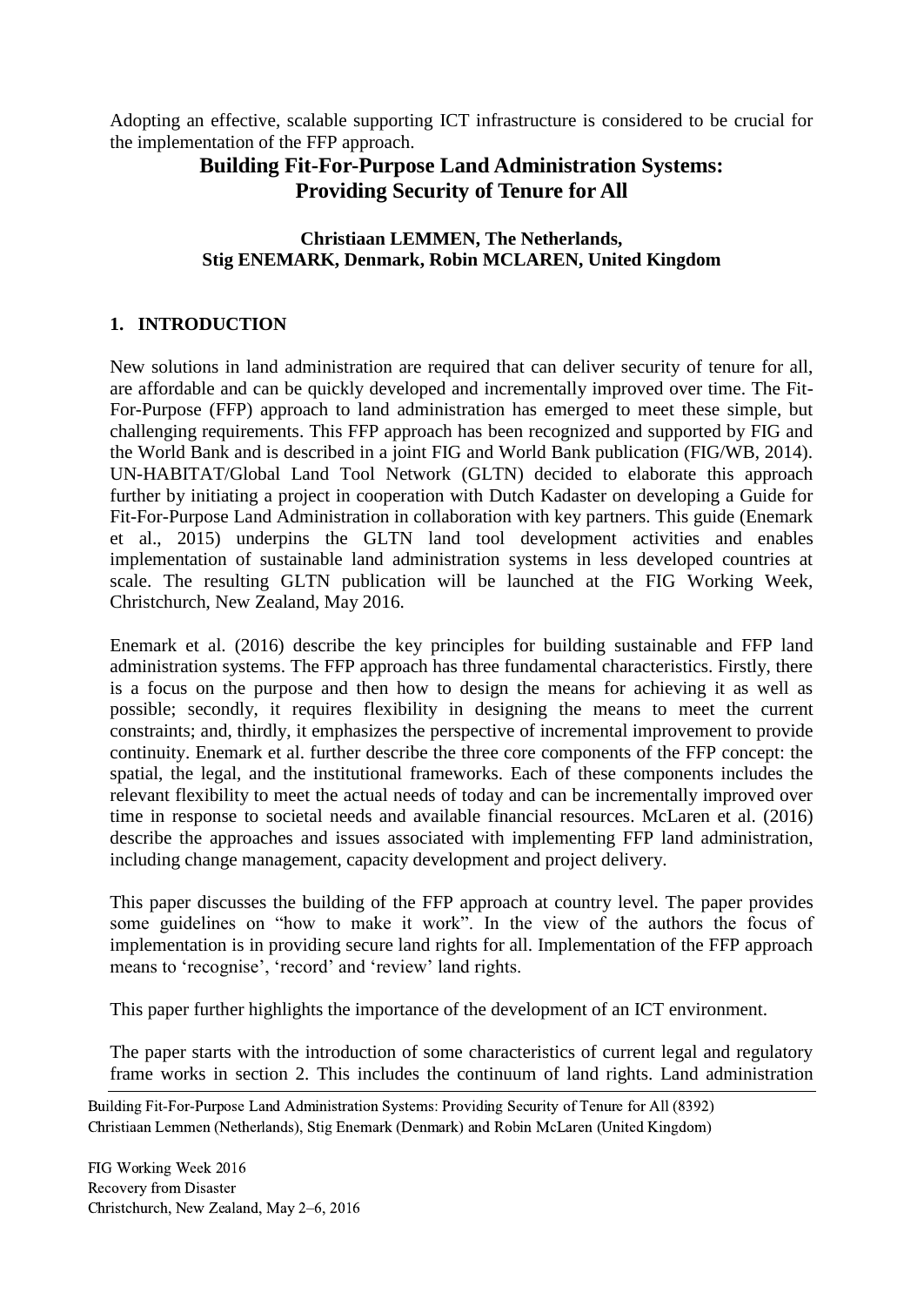Adopting an effective, scalable supporting ICT infrastructure is considered to be crucial for the implementation of the FFP approach.

# Building Fit-For-Purpose Land Administration Systems: Providing Security of Tenure for All

**Christiaan LEMMEN, The Netherlands, Stig ENEMARK, Denmark, Robin MCLAREN, United Kingdom**

## 1. INTRODUCTION

New solutions in land administration are required that can deliver security of tenure for all, are affordable and can be quickly developed and incrementally improved over time. The Fit-For-Purpose (FFP) approach to land administration has emerged to meet these simple, but challenging requirements. This FFP approach has been recognized and supported by FIG and the World Bank and is described in a joint FIG and World Bank publication (FIG/WB, 2014). UN-HABITAT/Global Land Tool Network (GLTN) decided to elaborate this approach further by initiating a project in cooperation with Dutch Kadaster on developing a Guide for Fit-For-Purpose Land Administration in collaboration with key partners. This guide (Enemark et al., 2015) underpins the GLTN land tool development activities and enables implementation of sustainable land administration systems in less developed countries at scale. The resulting GLTN publication will be launched at the FIG Working Week, Christchurch, New Zealand, May 2016.

Enemark et al. (2016) describe the key principles for building sustainable and FFP land administration systems. The FFP approach has three fundamental characteristics. Firstly, there is a focus on the purpose and then how to design the means for achieving it as well as possible; secondly, it requires flexibility in designing the means to meet the current constraints; and, thirdly, it emphasizes the perspective of incremental improvement to provide continuity. Enemark et al. further describe the three core components of the FFP concept: the spatial, the legal, and the institutional frameworks. Each of these components includes the relevant flexibility to meet the actual needs of today and can be incrementally improved over time in response to societal needs and available financial resources. McLaren et al. (2016) describe the approaches and issues associated with implementing FFP land administration, including change management, capacity development and project delivery.

This paper discusses the building of the FFP approach at country level. The paper provides some guidelines on "how to make it work". In the view of the authors the focus of implementation is in providing secure land rights for all. Implementation of the FFP approach means to 'recognise', 'record' and 'review' land rights.

This paper further highlights the importance of the development of an ICT environment.

The paper starts with the introduction of some characteristics of current legal and regulatory frame works in section 2. This includes the continuum of land rights. Land administration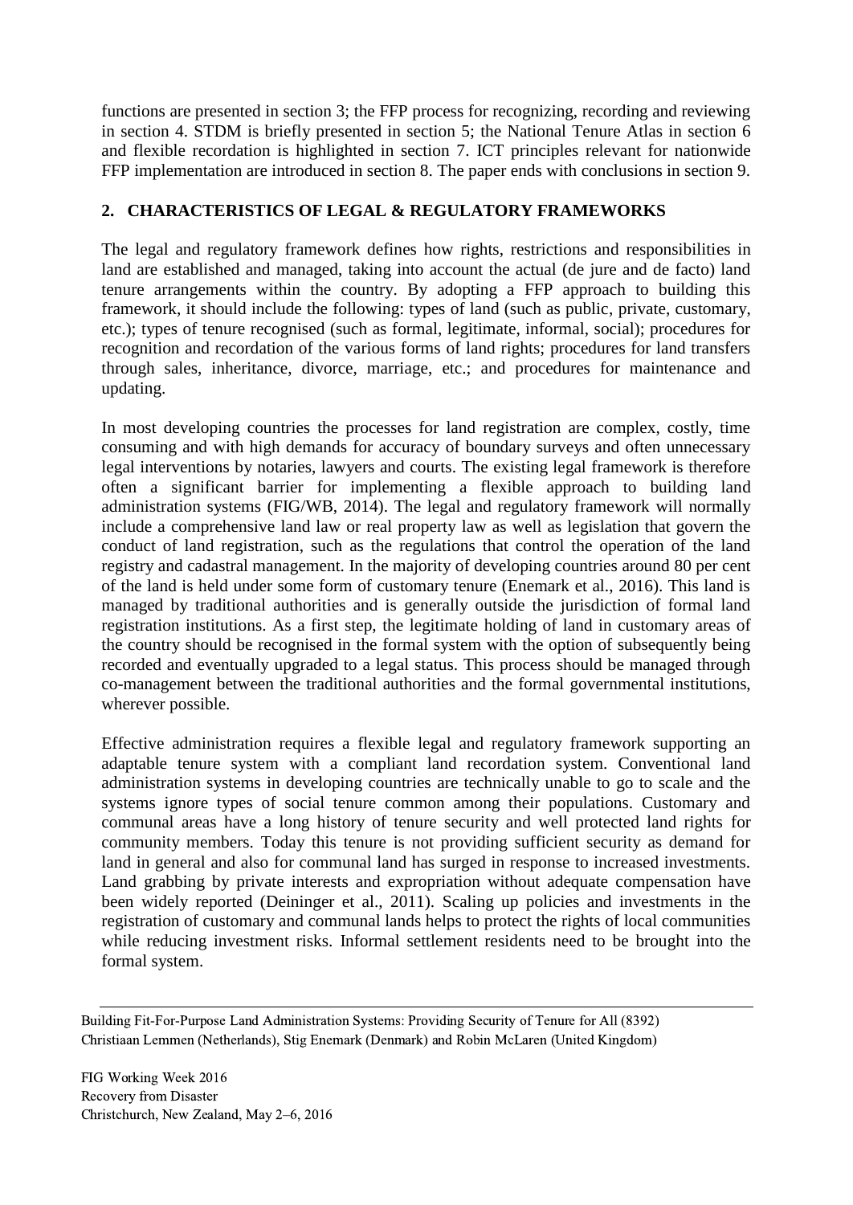functions are presented in section 3; the FFP process for recognizing, recording and reviewing in section 4. STDM is briefly presented in section 5; the National Tenure Atlas in section 6 and flexible recordation is highlighted in section 7. ICT principles relevant for nationwide FFP implementation are introduced in section 8. The paper ends with conclusions in section 9.

## 2. CHARACTERISTICS OF LEGAL & REGULATORY FRAMEWORKS

The legal and regulatory framework defines how rights, restrictions and responsibilities in land are established and managed, taking into account the actual (de jure and de facto) land tenure arrangements within the country. By adopting a FFP approach to building this framework, it should include the following: types of land (such as public, private, customary, etc.); types of tenure recognised (such as formal, legitimate, informal, social); procedures for recognition and recordation of the various forms of land rights; procedures for land transfers through sales, inheritance, divorce, marriage, etc.; and procedures for maintenance and updating.

In most developing countries the processes for land registration are complex, costly, time consuming and with high demands for accuracy of boundary surveys and often unnecessary legal interventions by notaries, lawyers and courts. The existing legal framework is therefore often a significant barrier for implementing a flexible approach to building land administration systems (FIG/WB, 2014). The legal and regulatory framework will normally include a comprehensive land law or real property law as well as legislation that govern the conduct of land registration, such as the regulations that control the operation of the land registry and cadastral management. In the majority of developing countries around 80 per cent of the land is held under some form of customary tenure (Enemark et al., 2016). This land is managed by traditional authorities and is generally outside the jurisdiction of formal land registration institutions. As a first step, the legitimate holding of land in customary areas of the country should be recognised in the formal system with the option of subsequently being recorded and eventually upgraded to a legal status. This process should be managed through co-management between the traditional authorities and the formal governmental institutions, wherever possible.

Effective administration requires a flexible legal and regulatory framework supporting an adaptable tenure system with a compliant land recordation system. Conventional land administration systems in developing countries are technically unable to go to scale and the systems ignore types of social tenure common among their populations. Customary and communal areas have a long history of tenure security and well protected land rights for community members. Today this tenure is not providing sufficient security as demand for land in general and also for communal land has surged in response to increased investments. Land grabbing by private interests and expropriation without adequate compensation have been widely reported (Deininger et al., 2011). Scaling up policies and investments in the registration of customary and communal lands helps to protect the rights of local communities while reducing investment risks. Informal settlement residents need to be brought into the formal system.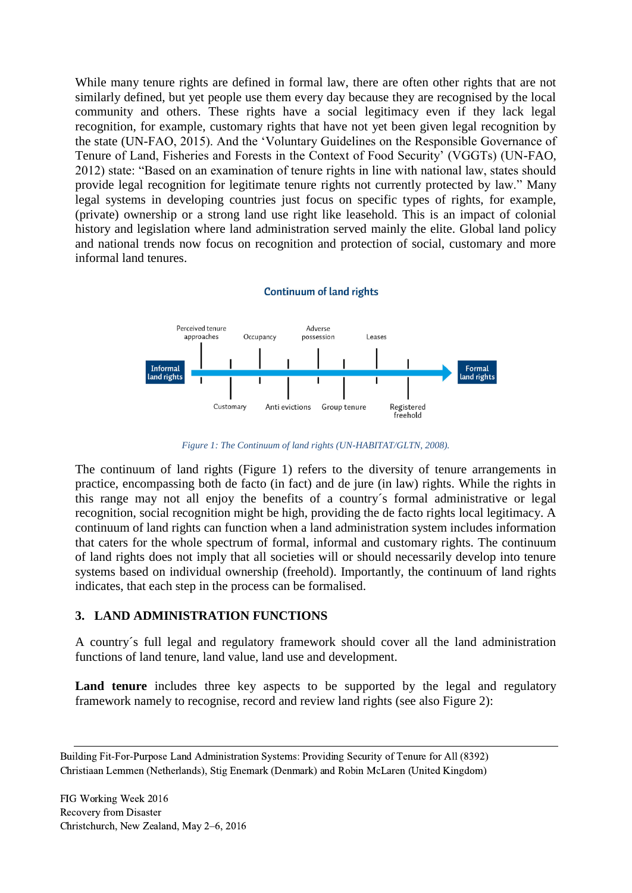While many tenure rights are defined in formal law, there are often other rights that are not similarly defined, but yet people use them every day because they are recognised by the local community and others. These rights have a social legitimacy even if they lack legal recognition, for example, customary rights that have not yet been given legal recognition by the state (UN-FAO, 2015). And the 'Voluntary Guidelines on the Responsible Governance of Tenure of Land, Fisheries and Forests in the Context of Food Security' (VGGTs) (UN-FAO, 2012) state: "Based on an examination of tenure rights in line with national law, states should provide legal recognition for legitimate tenure rights not currently protected by law." Many legal systems in developing countries just focus on specific types of rights, for example, (private) ownership or a strong land use right like leasehold. This is an impact of colonial history and legislation where land administration served mainly the elite. Global land policy and national trends now focus on recognition and protection of social, customary and more informal land tenures.

**Continuum of land rights**

Informal land rights → Formal land rights

Perceived tenure approaches, Customary, Occupancy, Anti evictions, Adverse possession, Group tenure, Leases, Registered freehold

*Figure 1: The Continuum of land rights (UN-HABITAT/GLTN, 2008).*

The continuum of land rights (Figure 1) refers to the diversity of tenure arrangements in practice, encompassing both de facto (in fact) and de jure (in law) rights. While the rights in this range may not all enjoy the benefits of a country´s formal administrative or legal recognition, social recognition might be high, providing the de facto rights local legitimacy. A continuum of land rights can function when a land administration system includes information that caters for the whole spectrum of formal, informal and customary rights. The continuum of land rights does not imply that all societies will or should necessarily develop into tenure systems based on individual ownership (freehold). Importantly, the continuum of land rights indicates, that each step in the process can be formalised.

## 3. LAND ADMINISTRATION FUNCTIONS

A country´s full legal and regulatory framework should cover all the land administration functions of land tenure, land value, land use and development.

**Land tenure** includes three key aspects to be supported by the legal and regulatory framework namely to recognise, record and review land rights (see also Figure 2):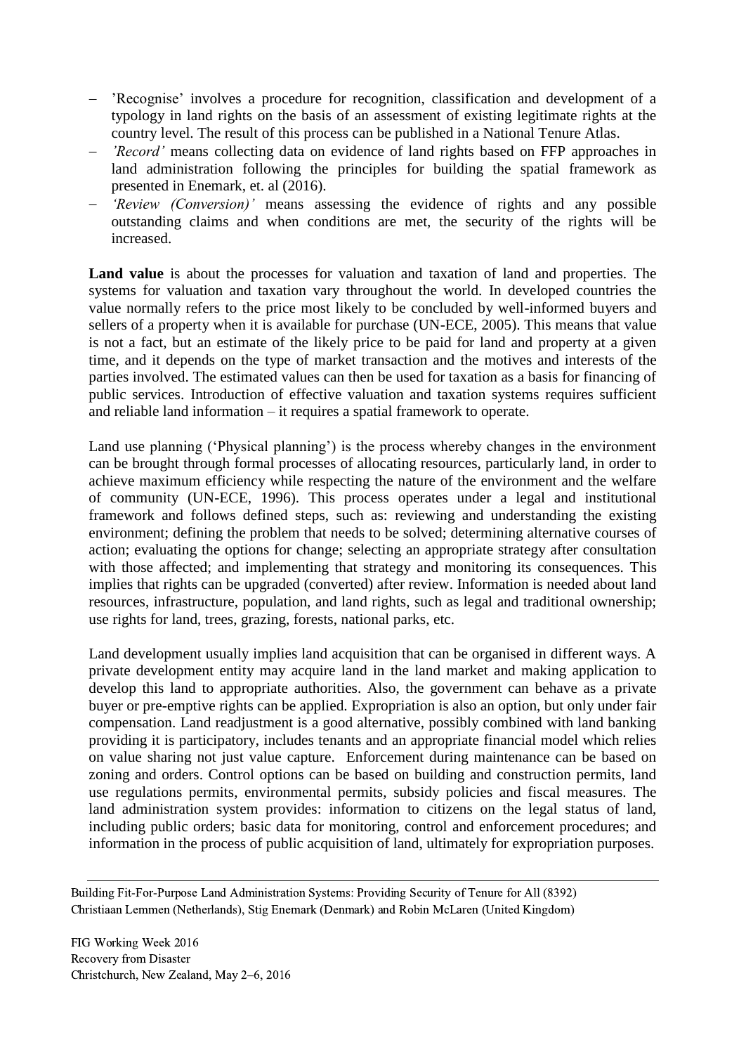- 'Recognise' involves a procedure for recognition, classification and development of a typology in land rights on the basis of an assessment of existing legitimate rights at the country level. The result of this process can be published in a National Tenure Atlas.
- *'Record'* means collecting data on evidence of land rights based on FFP approaches in land administration following the principles for building the spatial framework as presented in Enemark, et. al (2016).
- *'Review (Conversion)'* means assessing the evidence of rights and any possible outstanding claims and when conditions are met, the security of the rights will be increased.

**Land value** is about the processes for valuation and taxation of land and properties. The systems for valuation and taxation vary throughout the world. In developed countries the value normally refers to the price most likely to be concluded by well-informed buyers and sellers of a property when it is available for purchase (UN-ECE, 2005). This means that value is not a fact, but an estimate of the likely price to be paid for land and property at a given time, and it depends on the type of market transaction and the motives and interests of the parties involved. The estimated values can then be used for taxation as a basis for financing of public services. Introduction of effective valuation and taxation systems requires sufficient and reliable land information – it requires a spatial framework to operate.

Land use planning ('Physical planning') is the process whereby changes in the environment can be brought through formal processes of allocating resources, particularly land, in order to achieve maximum efficiency while respecting the nature of the environment and the welfare of community (UN-ECE, 1996). This process operates under a legal and institutional framework and follows defined steps, such as: reviewing and understanding the existing environment; defining the problem that needs to be solved; determining alternative courses of action; evaluating the options for change; selecting an appropriate strategy after consultation with those affected; and implementing that strategy and monitoring its consequences. This implies that rights can be upgraded (converted) after review. Information is needed about land resources, infrastructure, population, and land rights, such as legal and traditional ownership; use rights for land, trees, grazing, forests, national parks, etc.

Land development usually implies land acquisition that can be organised in different ways. A private development entity may acquire land in the land market and making application to develop this land to appropriate authorities. Also, the government can behave as a private buyer or pre-emptive rights can be applied. Expropriation is also an option, but only under fair compensation. Land readjustment is a good alternative, possibly combined with land banking providing it is participatory, includes tenants and an appropriate financial model which relies on value sharing not just value capture. Enforcement during maintenance can be based on zoning and orders. Control options can be based on building and construction permits, land use regulations permits, environmental permits, subsidy policies and fiscal measures. The land administration system provides: information to citizens on the legal status of land, including public orders; basic data for monitoring, control and enforcement procedures; and information in the process of public acquisition of land, ultimately for expropriation purposes.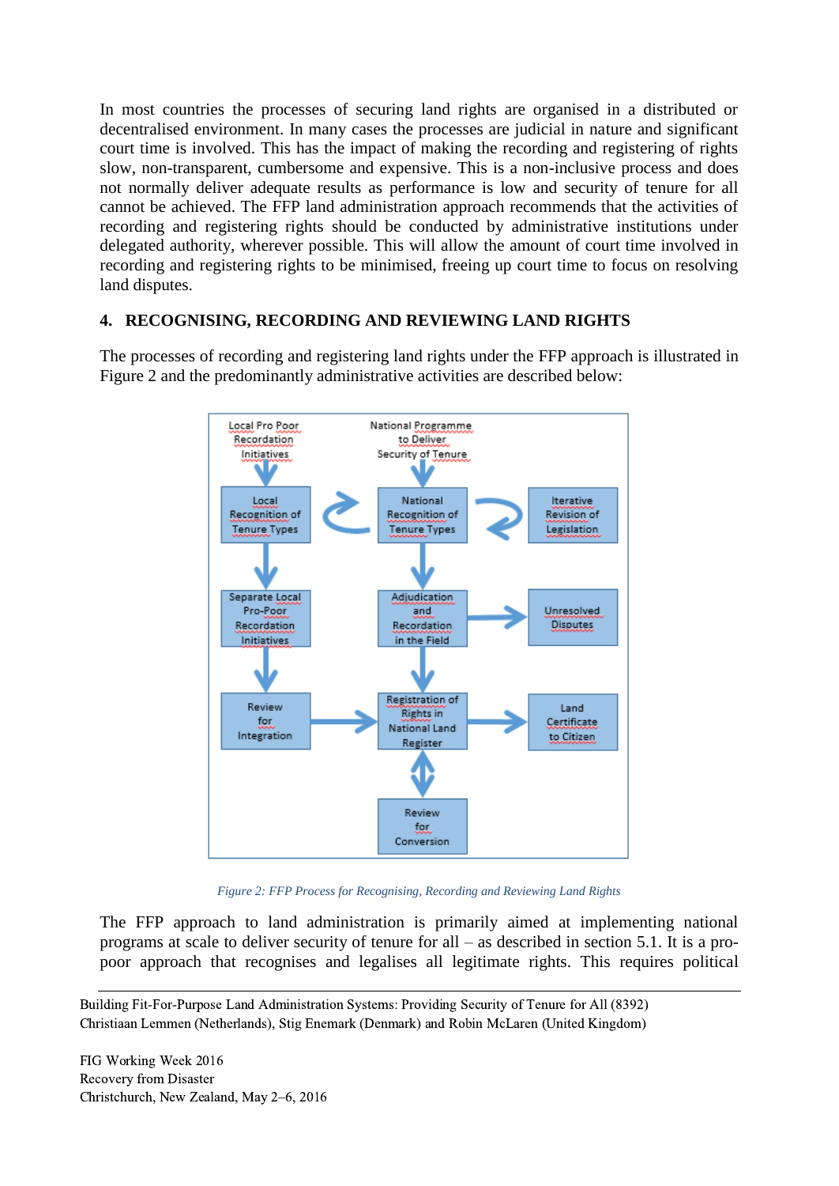In most countries the processes of securing land rights are organised in a distributed or decentralised environment. In many cases the processes are judicial in nature and significant court time is involved. This has the impact of making the recording and registering of rights slow, non-transparent, cumbersome and expensive. This is a non-inclusive process and does not normally deliver adequate results as performance is low and security of tenure for all cannot be achieved. The FFP land administration approach recommends that the activities of recording and registering rights should be conducted by administrative institutions under delegated authority, wherever possible. This will allow the amount of court time involved in recording and registering rights to be minimised, freeing up court time to focus on resolving land disputes.

## 4. RECOGNISING, RECORDING AND REVIEWING LAND RIGHTS

The processes of recording and registering land rights under the FFP approach is illustrated in Figure 2 and the predominantly administrative activities are described below:

*Figure 2: FFP Process for Recognising, Recording and Reviewing Land Rights*

The FFP approach to land administration is primarily aimed at implementing national programs at scale to deliver security of tenure for all – as described in section 5.1. It is a pro-poor approach that recognises and legalises all legitimate rights. This requires political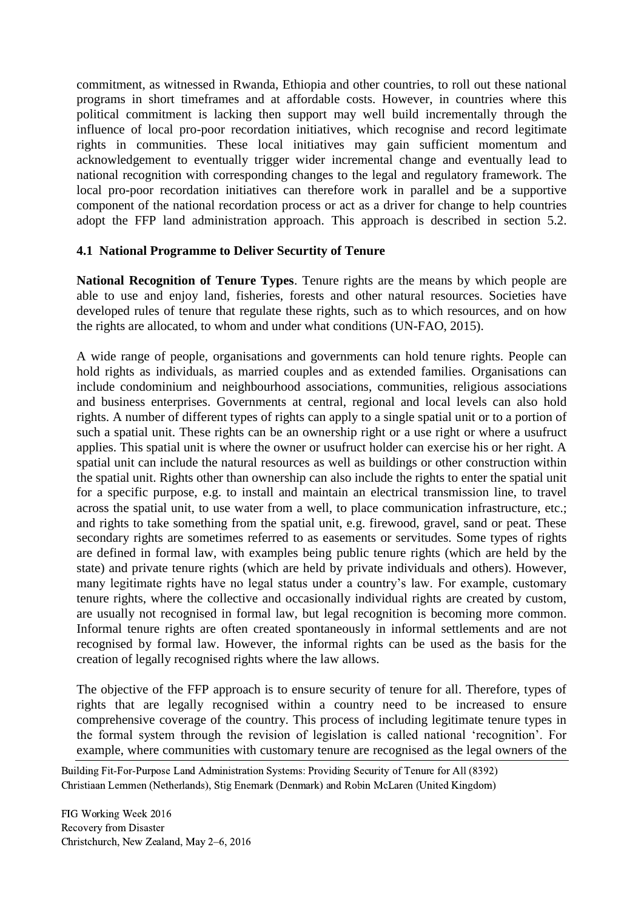commitment, as witnessed in Rwanda, Ethiopia and other countries, to roll out these national programs in short timeframes and at affordable costs. However, in countries where this political commitment is lacking then support may well build incrementally through the influence of local pro-poor recordation initiatives, which recognise and record legitimate rights in communities. These local initiatives may gain sufficient momentum and acknowledgement to eventually trigger wider incremental change and eventually lead to national recognition with corresponding changes to the legal and regulatory framework. The local pro-poor recordation initiatives can therefore work in parallel and be a supportive component of the national recordation process or act as a driver for change to help countries adopt the FFP land administration approach. This approach is described in section 5.2.

### 4.1 National Programme to Deliver Securtity of Tenure

**National Recognition of Tenure Types**. Tenure rights are the means by which people are able to use and enjoy land, fisheries, forests and other natural resources. Societies have developed rules of tenure that regulate these rights, such as to which resources, and on how the rights are allocated, to whom and under what conditions (UN-FAO, 2015).

A wide range of people, organisations and governments can hold tenure rights. People can hold rights as individuals, as married couples and as extended families. Organisations can include condominium and neighbourhood associations, communities, religious associations and business enterprises. Governments at central, regional and local levels can also hold rights. A number of different types of rights can apply to a single spatial unit or to a portion of such a spatial unit. These rights can be an ownership right or a use right or where a usufruct applies. This spatial unit is where the owner or usufruct holder can exercise his or her right. A spatial unit can include the natural resources as well as buildings or other construction within the spatial unit. Rights other than ownership can also include the rights to enter the spatial unit for a specific purpose, e.g. to install and maintain an electrical transmission line, to travel across the spatial unit, to use water from a well, to place communication infrastructure, etc.; and rights to take something from the spatial unit, e.g. firewood, gravel, sand or peat. These secondary rights are sometimes referred to as easements or servitudes. Some types of rights are defined in formal law, with examples being public tenure rights (which are held by the state) and private tenure rights (which are held by private individuals and others). However, many legitimate rights have no legal status under a country's law. For example, customary tenure rights, where the collective and occasionally individual rights are created by custom, are usually not recognised in formal law, but legal recognition is becoming more common. Informal tenure rights are often created spontaneously in informal settlements and are not recognised by formal law. However, the informal rights can be used as the basis for the creation of legally recognised rights where the law allows.

The objective of the FFP approach is to ensure security of tenure for all. Therefore, types of rights that are legally recognised within a country need to be increased to ensure comprehensive coverage of the country. This process of including legitimate tenure types in the formal system through the revision of legislation is called national 'recognition'. For example, where communities with customary tenure are recognised as the legal owners of the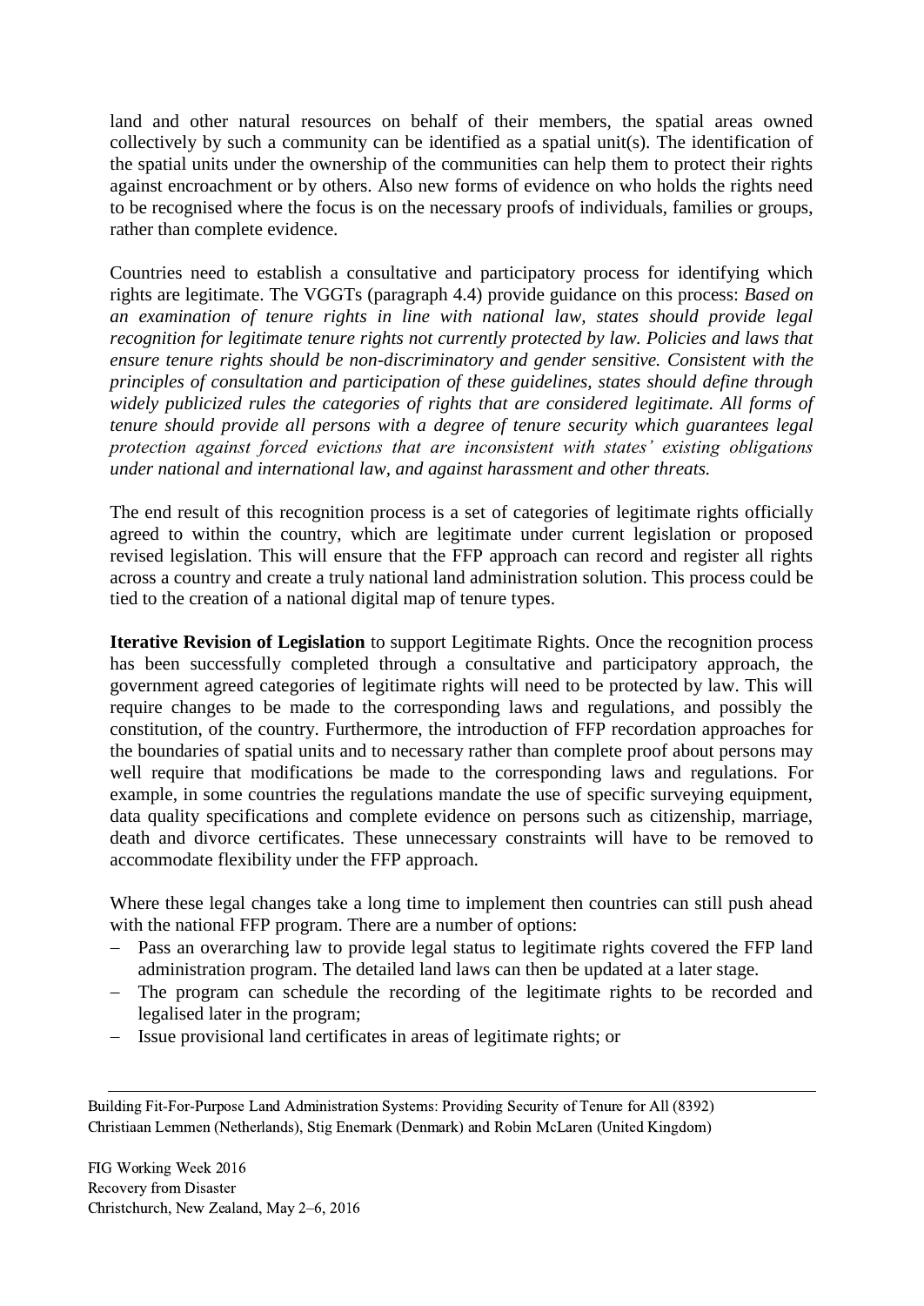land and other natural resources on behalf of their members, the spatial areas owned collectively by such a community can be identified as a spatial unit(s). The identification of the spatial units under the ownership of the communities can help them to protect their rights against encroachment or by others. Also new forms of evidence on who holds the rights need to be recognised where the focus is on the necessary proofs of individuals, families or groups, rather than complete evidence.

Countries need to establish a consultative and participatory process for identifying which rights are legitimate. The VGGTs (paragraph 4.4) provide guidance on this process: *Based on an examination of tenure rights in line with national law, states should provide legal recognition for legitimate tenure rights not currently protected by law. Policies and laws that ensure tenure rights should be non-discriminatory and gender sensitive. Consistent with the principles of consultation and participation of these guidelines, states should define through widely publicized rules the categories of rights that are considered legitimate. All forms of tenure should provide all persons with a degree of tenure security which guarantees legal protection against forced evictions that are inconsistent with states' existing obligations under national and international law, and against harassment and other threats.*

The end result of this recognition process is a set of categories of legitimate rights officially agreed to within the country, which are legitimate under current legislation or proposed revised legislation. This will ensure that the FFP approach can record and register all rights across a country and create a truly national land administration solution. This process could be tied to the creation of a national digital map of tenure types.

**Iterative Revision of Legislation** to support Legitimate Rights. Once the recognition process has been successfully completed through a consultative and participatory approach, the government agreed categories of legitimate rights will need to be protected by law. This will require changes to be made to the corresponding laws and regulations, and possibly the constitution, of the country. Furthermore, the introduction of FFP recordation approaches for the boundaries of spatial units and to necessary rather than complete proof about persons may well require that modifications be made to the corresponding laws and regulations. For example, in some countries the regulations mandate the use of specific surveying equipment, data quality specifications and complete evidence on persons such as citizenship, marriage, death and divorce certificates. These unnecessary constraints will have to be removed to accommodate flexibility under the FFP approach.

Where these legal changes take a long time to implement then countries can still push ahead with the national FFP program. There are a number of options:

- Pass an overarching law to provide legal status to legitimate rights covered the FFP land administration program. The detailed land laws can then be updated at a later stage.
- The program can schedule the recording of the legitimate rights to be recorded and legalised later in the program;
- Issue provisional land certificates in areas of legitimate rights; or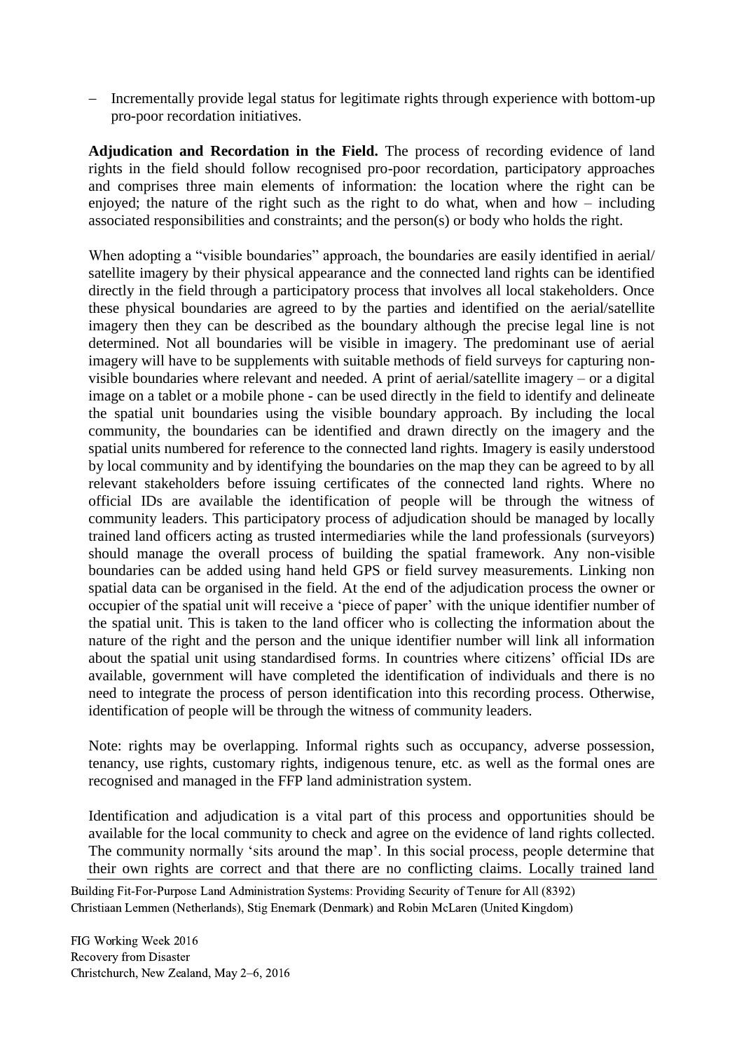- Incrementally provide legal status for legitimate rights through experience with bottom-up pro-poor recordation initiatives.

**Adjudication and Recordation in the Field.** The process of recording evidence of land rights in the field should follow recognised pro-poor recordation, participatory approaches and comprises three main elements of information: the location where the right can be enjoyed; the nature of the right such as the right to do what, when and how – including associated responsibilities and constraints; and the person(s) or body who holds the right.

When adopting a "visible boundaries" approach, the boundaries are easily identified in aerial/ satellite imagery by their physical appearance and the connected land rights can be identified directly in the field through a participatory process that involves all local stakeholders. Once these physical boundaries are agreed to by the parties and identified on the aerial/satellite imagery then they can be described as the boundary although the precise legal line is not determined. Not all boundaries will be visible in imagery. The predominant use of aerial imagery will have to be supplements with suitable methods of field surveys for capturing non-visible boundaries where relevant and needed. A print of aerial/satellite imagery – or a digital image on a tablet or a mobile phone - can be used directly in the field to identify and delineate the spatial unit boundaries using the visible boundary approach. By including the local community, the boundaries can be identified and drawn directly on the imagery and the spatial units numbered for reference to the connected land rights. Imagery is easily understood by local community and by identifying the boundaries on the map they can be agreed to by all relevant stakeholders before issuing certificates of the connected land rights. Where no official IDs are available the identification of people will be through the witness of community leaders. This participatory process of adjudication should be managed by locally trained land officers acting as trusted intermediaries while the land professionals (surveyors) should manage the overall process of building the spatial framework. Any non-visible boundaries can be added using hand held GPS or field survey measurements. Linking non spatial data can be organised in the field. At the end of the adjudication process the owner or occupier of the spatial unit will receive a 'piece of paper' with the unique identifier number of the spatial unit. This is taken to the land officer who is collecting the information about the nature of the right and the person and the unique identifier number will link all information about the spatial unit using standardised forms. In countries where citizens' official IDs are available, government will have completed the identification of individuals and there is no need to integrate the process of person identification into this recording process. Otherwise, identification of people will be through the witness of community leaders.

Note: rights may be overlapping. Informal rights such as occupancy, adverse possession, tenancy, use rights, customary rights, indigenous tenure, etc. as well as the formal ones are recognised and managed in the FFP land administration system.

Identification and adjudication is a vital part of this process and opportunities should be available for the local community to check and agree on the evidence of land rights collected. The community normally 'sits around the map'. In this social process, people determine that their own rights are correct and that there are no conflicting claims. Locally trained land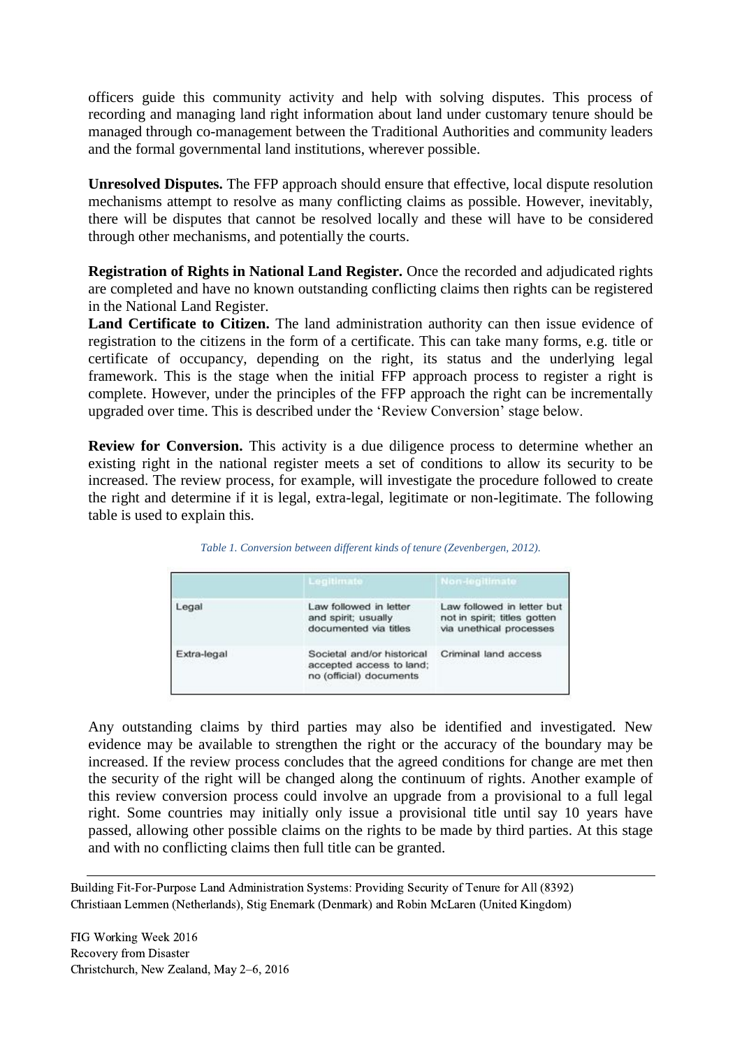officers guide this community activity and help with solving disputes. This process of recording and managing land right information about land under customary tenure should be managed through co-management between the Traditional Authorities and community leaders and the formal governmental land institutions, wherever possible.

**Unresolved Disputes.** The FFP approach should ensure that effective, local dispute resolution mechanisms attempt to resolve as many conflicting claims as possible. However, inevitably, there will be disputes that cannot be resolved locally and these will have to be considered through other mechanisms, and potentially the courts.

**Registration of Rights in National Land Register.** Once the recorded and adjudicated rights are completed and have no known outstanding conflicting claims then rights can be registered in the National Land Register.

**Land Certificate to Citizen.** The land administration authority can then issue evidence of registration to the citizens in the form of a certificate. This can take many forms, e.g. title or certificate of occupancy, depending on the right, its status and the underlying legal framework. This is the stage when the initial FFP approach process to register a right is complete. However, under the principles of the FFP approach the right can be incrementally upgraded over time. This is described under the 'Review Conversion' stage below.

**Review for Conversion.** This activity is a due diligence process to determine whether an existing right in the national register meets a set of conditions to allow its security to be increased. The review process, for example, will investigate the procedure followed to create the right and determine if it is legal, extra-legal, legitimate or non-legitimate. The following table is used to explain this.

*Table 1. Conversion between different kinds of tenure (Zevenbergen, 2012).*

| | Legitimate | Non-legitimate |
|---|---|---|
| Legal | Law followed in letter and spirit; usually documented via titles | Law followed in letter but not in spirit; titles gotten via unethical processes |
| Extra-legal | Societal and/or historical accepted access to land; no (official) documents | Criminal land access |

Any outstanding claims by third parties may also be identified and investigated. New evidence may be available to strengthen the right or the accuracy of the boundary may be increased. If the review process concludes that the agreed conditions for change are met then the security of the right will be changed along the continuum of rights. Another example of this review conversion process could involve an upgrade from a provisional to a full legal right. Some countries may initially only issue a provisional title until say 10 years have passed, allowing other possible claims on the rights to be made by third parties. At this stage and with no conflicting claims then full title can be granted.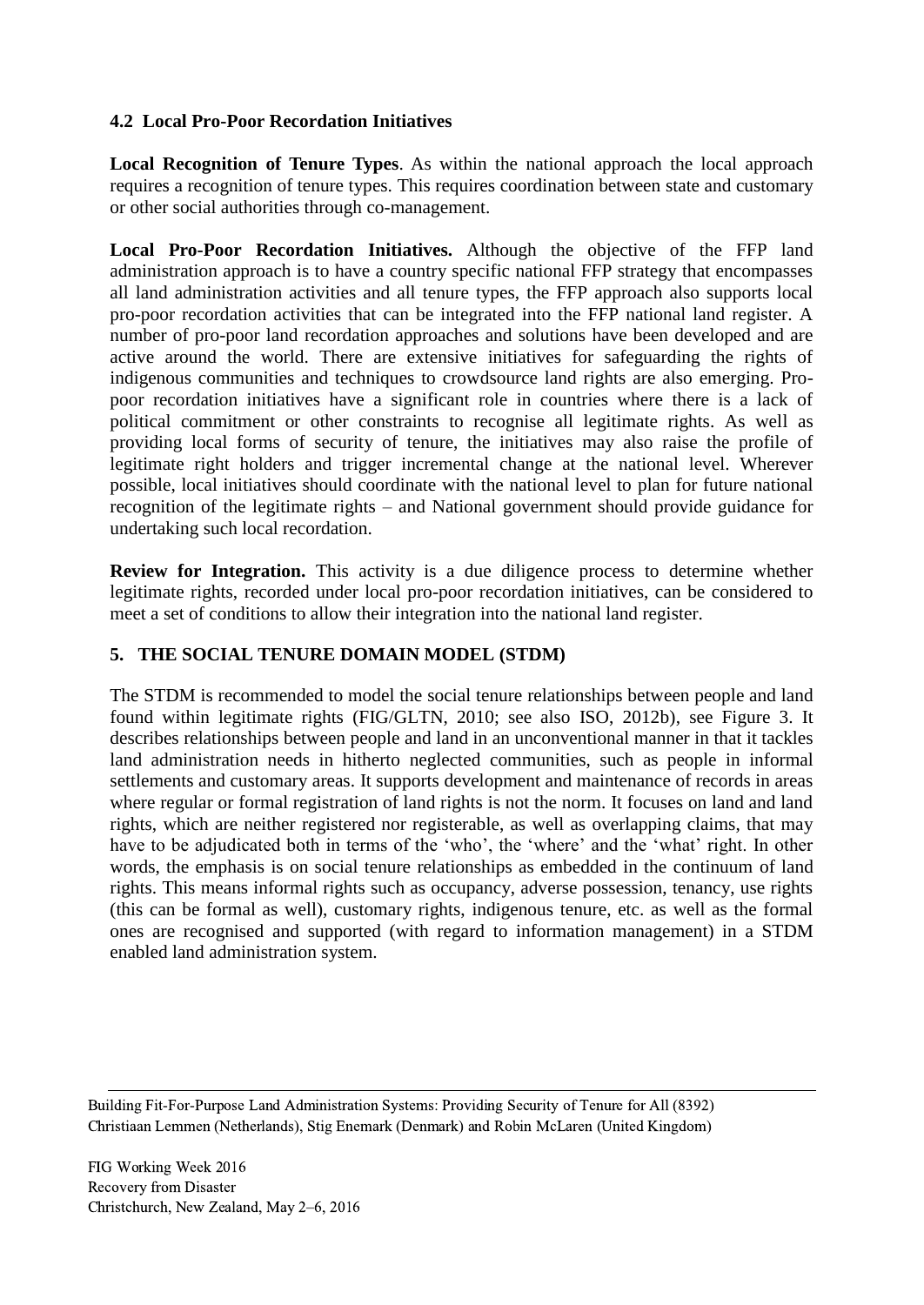### 4.2 Local Pro-Poor Recordation Initiatives

**Local Recognition of Tenure Types**. As within the national approach the local approach requires a recognition of tenure types. This requires coordination between state and customary or other social authorities through co-management.

**Local Pro-Poor Recordation Initiatives.** Although the objective of the FFP land administration approach is to have a country specific national FFP strategy that encompasses all land administration activities and all tenure types, the FFP approach also supports local pro-poor recordation activities that can be integrated into the FFP national land register. A number of pro-poor land recordation approaches and solutions have been developed and are active around the world. There are extensive initiatives for safeguarding the rights of indigenous communities and techniques to crowdsource land rights are also emerging. Pro-poor recordation initiatives have a significant role in countries where there is a lack of political commitment or other constraints to recognise all legitimate rights. As well as providing local forms of security of tenure, the initiatives may also raise the profile of legitimate right holders and trigger incremental change at the national level. Wherever possible, local initiatives should coordinate with the national level to plan for future national recognition of the legitimate rights – and National government should provide guidance for undertaking such local recordation.

**Review for Integration.** This activity is a due diligence process to determine whether legitimate rights, recorded under local pro-poor recordation initiatives, can be considered to meet a set of conditions to allow their integration into the national land register.

## 5. THE SOCIAL TENURE DOMAIN MODEL (STDM)

The STDM is recommended to model the social tenure relationships between people and land found within legitimate rights (FIG/GLTN, 2010; see also ISO, 2012b), see Figure 3. It describes relationships between people and land in an unconventional manner in that it tackles land administration needs in hitherto neglected communities, such as people in informal settlements and customary areas. It supports development and maintenance of records in areas where regular or formal registration of land rights is not the norm. It focuses on land and land rights, which are neither registered nor registerable, as well as overlapping claims, that may have to be adjudicated both in terms of the 'who', the 'where' and the 'what' right. In other words, the emphasis is on social tenure relationships as embedded in the continuum of land rights. This means informal rights such as occupancy, adverse possession, tenancy, use rights (this can be formal as well), customary rights, indigenous tenure, etc. as well as the formal ones are recognised and supported (with regard to information management) in a STDM enabled land administration system.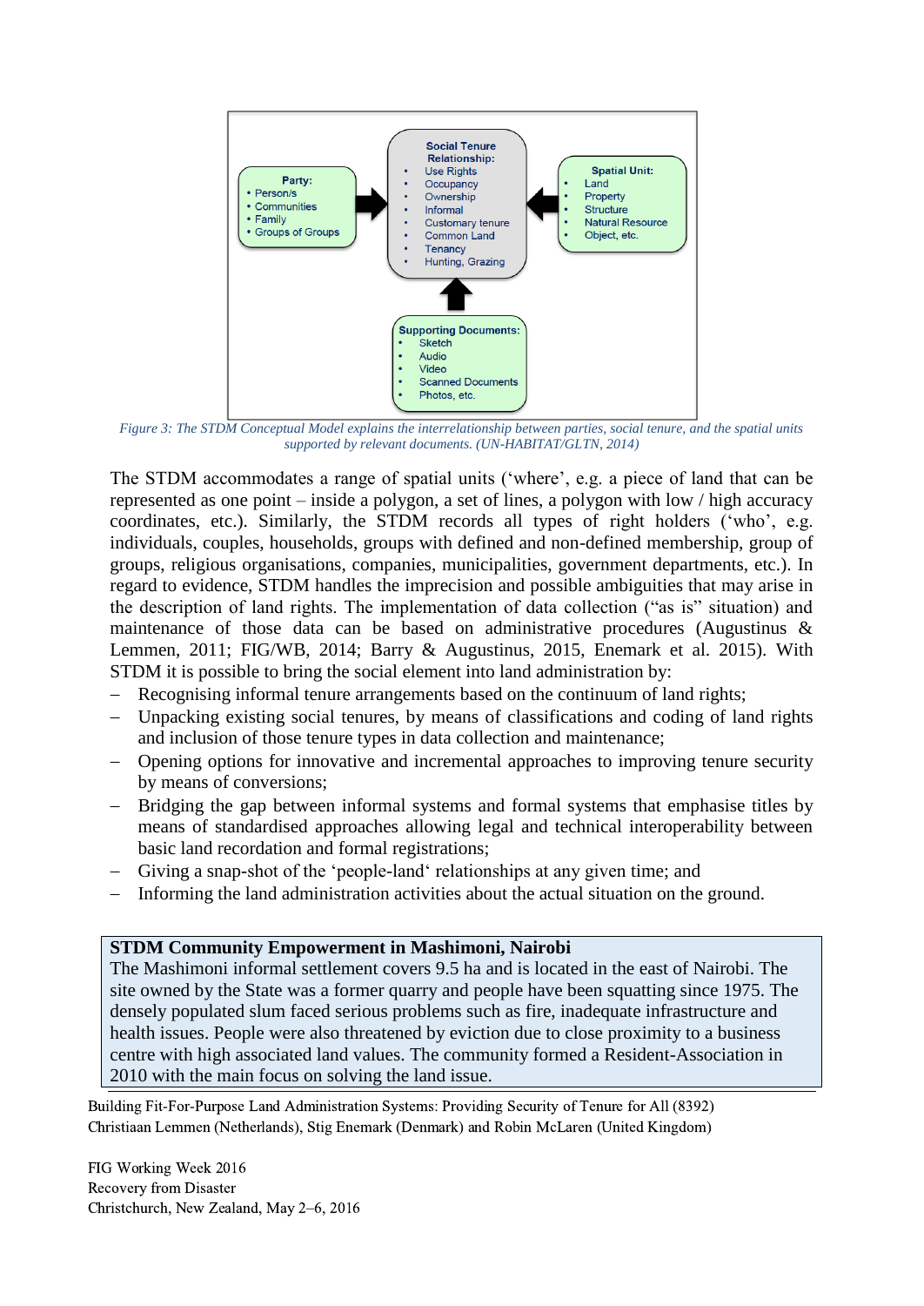Party:
- Person/s
- Communities
- Family
- Groups of Groups

Social Tenure Relationship:
- Use Rights
- Occupancy
- Ownership
- Informal
- Customary tenure
- Common Land
- Tenancy
- Hunting, Grazing

Spatial Unit:
- Land
- Property
- Structure
- Natural Resource
- Object, etc.

Supporting Documents:
- Sketch
- Audio
- Video
- Scanned Documents
- Photos, etc.

*Figure 3: The STDM Conceptual Model explains the interrelationship between parties, social tenure, and the spatial units supported by relevant documents. (UN-HABITAT/GLTN, 2014)*

The STDM accommodates a range of spatial units ('where', e.g. a piece of land that can be represented as one point – inside a polygon, a set of lines, a polygon with low / high accuracy coordinates, etc.). Similarly, the STDM records all types of right holders ('who', e.g. individuals, couples, households, groups with defined and non-defined membership, group of groups, religious organisations, companies, municipalities, government departments, etc.). In regard to evidence, STDM handles the imprecision and possible ambiguities that may arise in the description of land rights. The implementation of data collection ("as is" situation) and maintenance of those data can be based on administrative procedures (Augustinus & Lemmen, 2011; FIG/WB, 2014; Barry & Augustinus, 2015, Enemark et al. 2015). With STDM it is possible to bring the social element into land administration by:

- Recognising informal tenure arrangements based on the continuum of land rights;
- Unpacking existing social tenures, by means of classifications and coding of land rights and inclusion of those tenure types in data collection and maintenance;
- Opening options for innovative and incremental approaches to improving tenure security by means of conversions;
- Bridging the gap between informal systems and formal systems that emphasise titles by means of standardised approaches allowing legal and technical interoperability between basic land recordation and formal registrations;
- Giving a snap-shot of the 'people-land' relationships at any given time; and
- Informing the land administration activities about the actual situation on the ground.

**STDM Community Empowerment in Mashimoni, Nairobi**

The Mashimoni informal settlement covers 9.5 ha and is located in the east of Nairobi. The site owned by the State was a former quarry and people have been squatting since 1975. The densely populated slum faced serious problems such as fire, inadequate infrastructure and health issues. People were also threatened by eviction due to close proximity to a business centre with high associated land values. The community formed a Resident-Association in 2010 with the main focus on solving the land issue.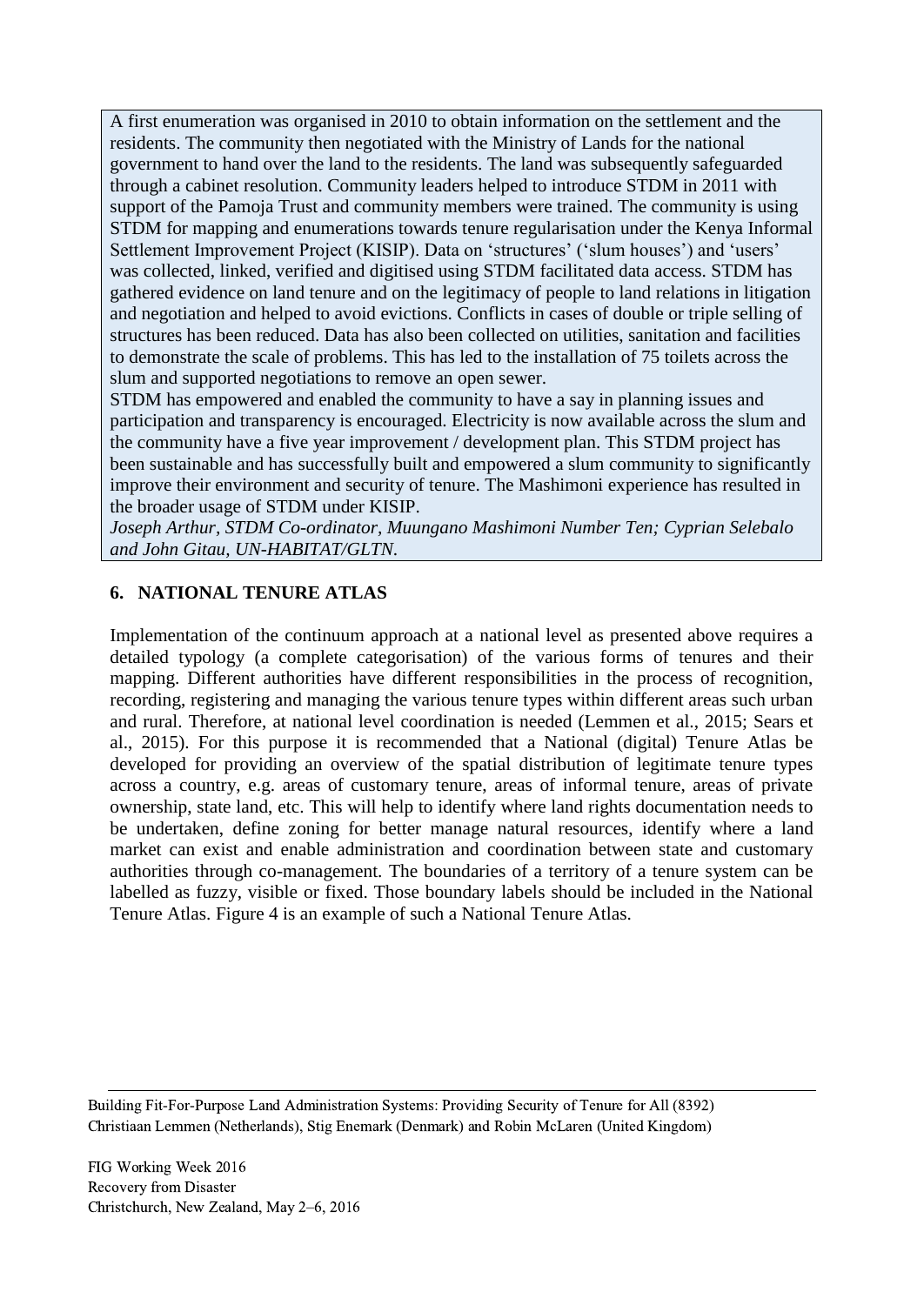A first enumeration was organised in 2010 to obtain information on the settlement and the residents. The community then negotiated with the Ministry of Lands for the national government to hand over the land to the residents. The land was subsequently safeguarded through a cabinet resolution. Community leaders helped to introduce STDM in 2011 with support of the Pamoja Trust and community members were trained. The community is using STDM for mapping and enumerations towards tenure regularisation under the Kenya Informal Settlement Improvement Project (KISIP). Data on 'structures' ('slum houses') and 'users' was collected, linked, verified and digitised using STDM facilitated data access. STDM has gathered evidence on land tenure and on the legitimacy of people to land relations in litigation and negotiation and helped to avoid evictions. Conflicts in cases of double or triple selling of structures has been reduced. Data has also been collected on utilities, sanitation and facilities to demonstrate the scale of problems. This has led to the installation of 75 toilets across the slum and supported negotiations to remove an open sewer.

STDM has empowered and enabled the community to have a say in planning issues and participation and transparency is encouraged. Electricity is now available across the slum and the community have a five year improvement / development plan. This STDM project has been sustainable and has successfully built and empowered a slum community to significantly improve their environment and security of tenure. The Mashimoni experience has resulted in the broader usage of STDM under KISIP.

*Joseph Arthur, STDM Co-ordinator, Muungano Mashimoni Number Ten; Cyprian Selebalo and John Gitau, UN-HABITAT/GLTN.*

## 6. NATIONAL TENURE ATLAS

Implementation of the continuum approach at a national level as presented above requires a detailed typology (a complete categorisation) of the various forms of tenures and their mapping. Different authorities have different responsibilities in the process of recognition, recording, registering and managing the various tenure types within different areas such urban and rural. Therefore, at national level coordination is needed (Lemmen et al., 2015; Sears et al., 2015). For this purpose it is recommended that a National (digital) Tenure Atlas be developed for providing an overview of the spatial distribution of legitimate tenure types across a country, e.g. areas of customary tenure, areas of informal tenure, areas of private ownership, state land, etc. This will help to identify where land rights documentation needs to be undertaken, define zoning for better manage natural resources, identify where a land market can exist and enable administration and coordination between state and customary authorities through co-management. The boundaries of a territory of a tenure system can be labelled as fuzzy, visible or fixed. Those boundary labels should be included in the National Tenure Atlas. Figure 4 is an example of such a National Tenure Atlas.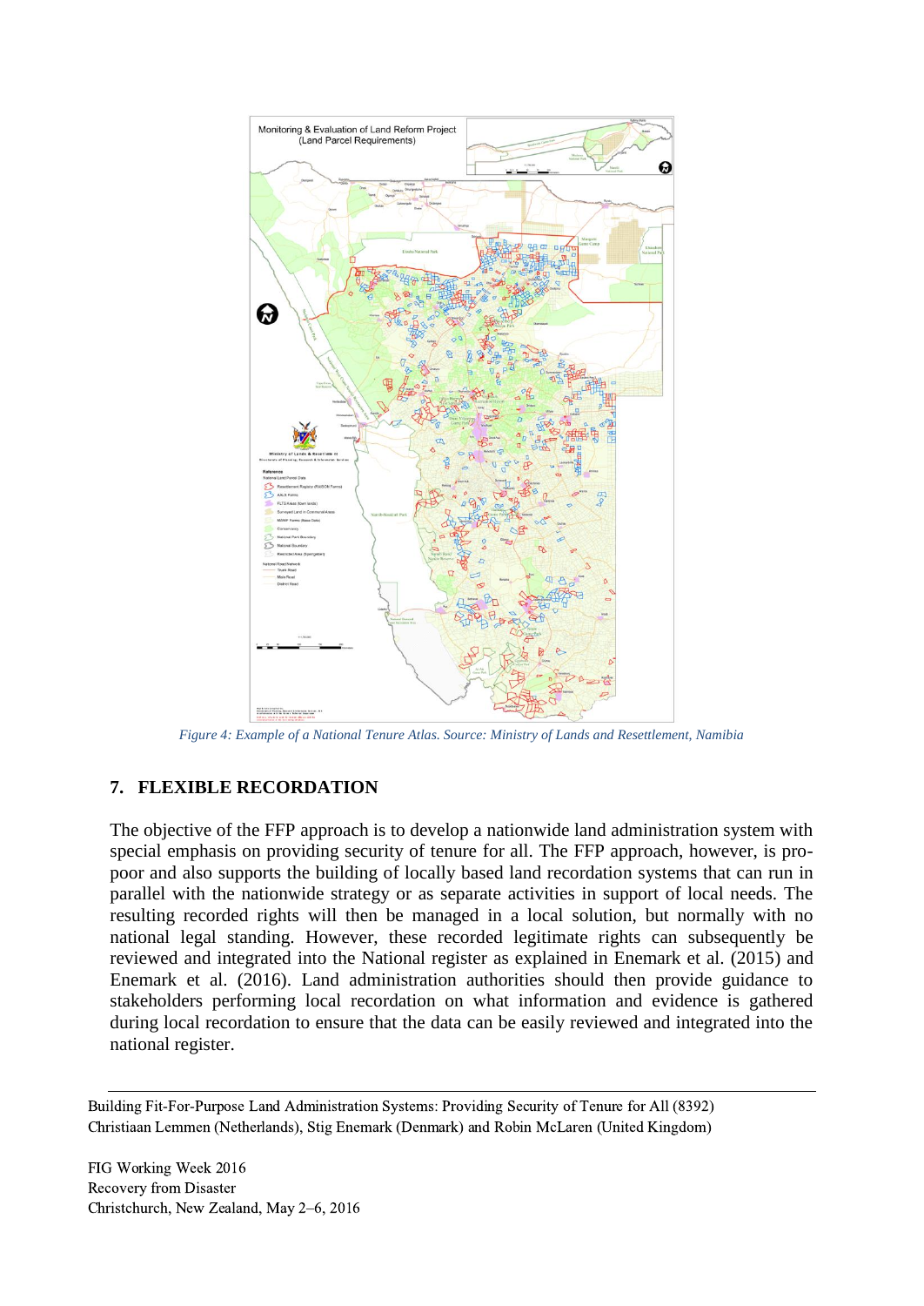*Figure 4: Example of a National Tenure Atlas. Source: Ministry of Lands and Resettlement, Namibia*

## 7. FLEXIBLE RECORDATION

The objective of the FFP approach is to develop a nationwide land administration system with special emphasis on providing security of tenure for all. The FFP approach, however, is pro-poor and also supports the building of locally based land recordation systems that can run in parallel with the nationwide strategy or as separate activities in support of local needs. The resulting recorded rights will then be managed in a local solution, but normally with no national legal standing. However, these recorded legitimate rights can subsequently be reviewed and integrated into the National register as explained in Enemark et al. (2015) and Enemark et al. (2016). Land administration authorities should then provide guidance to stakeholders performing local recordation on what information and evidence is gathered during local recordation to ensure that the data can be easily reviewed and integrated into the national register.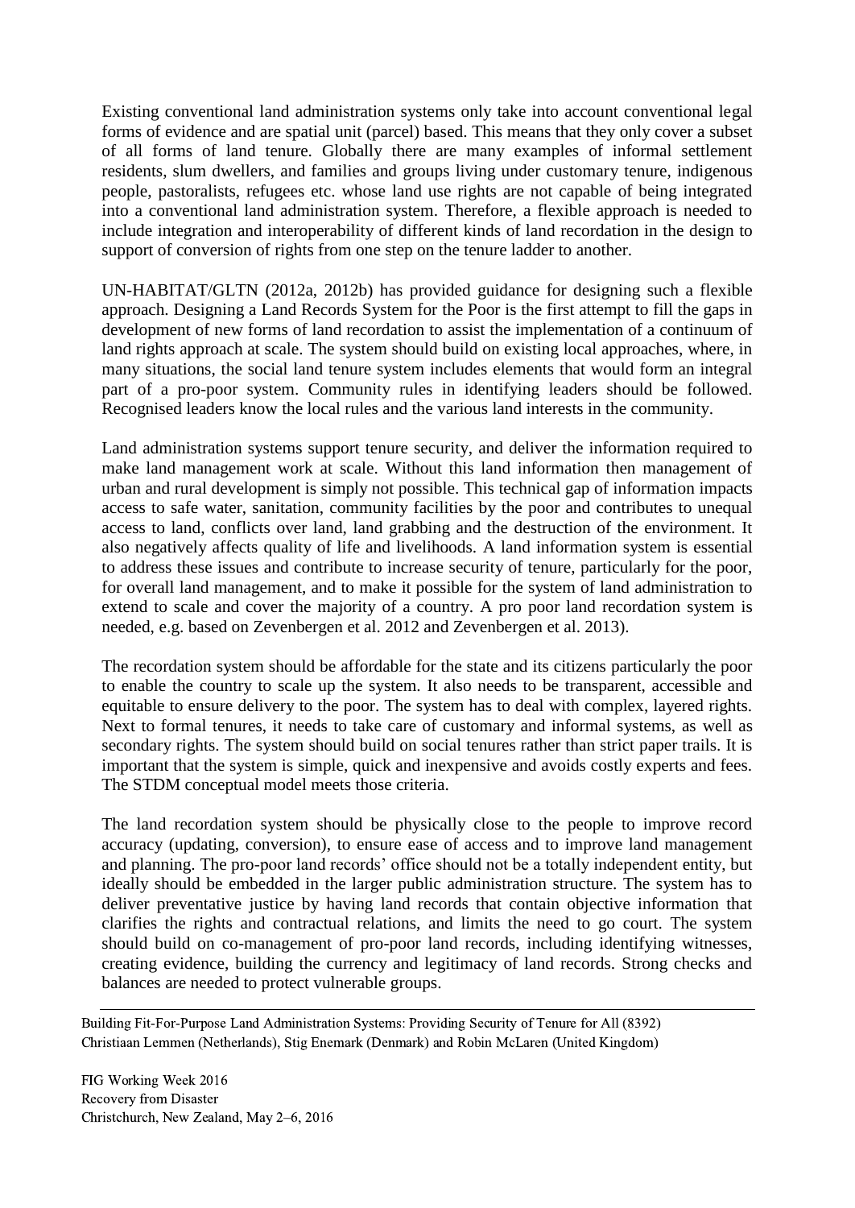Existing conventional land administration systems only take into account conventional legal forms of evidence and are spatial unit (parcel) based. This means that they only cover a subset of all forms of land tenure. Globally there are many examples of informal settlement residents, slum dwellers, and families and groups living under customary tenure, indigenous people, pastoralists, refugees etc. whose land use rights are not capable of being integrated into a conventional land administration system. Therefore, a flexible approach is needed to include integration and interoperability of different kinds of land recordation in the design to support of conversion of rights from one step on the tenure ladder to another.

UN-HABITAT/GLTN (2012a, 2012b) has provided guidance for designing such a flexible approach. Designing a Land Records System for the Poor is the first attempt to fill the gaps in development of new forms of land recordation to assist the implementation of a continuum of land rights approach at scale. The system should build on existing local approaches, where, in many situations, the social land tenure system includes elements that would form an integral part of a pro-poor system. Community rules in identifying leaders should be followed. Recognised leaders know the local rules and the various land interests in the community.

Land administration systems support tenure security, and deliver the information required to make land management work at scale. Without this land information then management of urban and rural development is simply not possible. This technical gap of information impacts access to safe water, sanitation, community facilities by the poor and contributes to unequal access to land, conflicts over land, land grabbing and the destruction of the environment. It also negatively affects quality of life and livelihoods. A land information system is essential to address these issues and contribute to increase security of tenure, particularly for the poor, for overall land management, and to make it possible for the system of land administration to extend to scale and cover the majority of a country. A pro poor land recordation system is needed, e.g. based on Zevenbergen et al. 2012 and Zevenbergen et al. 2013).

The recordation system should be affordable for the state and its citizens particularly the poor to enable the country to scale up the system. It also needs to be transparent, accessible and equitable to ensure delivery to the poor. The system has to deal with complex, layered rights. Next to formal tenures, it needs to take care of customary and informal systems, as well as secondary rights. The system should build on social tenures rather than strict paper trails. It is important that the system is simple, quick and inexpensive and avoids costly experts and fees. The STDM conceptual model meets those criteria.

The land recordation system should be physically close to the people to improve record accuracy (updating, conversion), to ensure ease of access and to improve land management and planning. The pro-poor land records' office should not be a totally independent entity, but ideally should be embedded in the larger public administration structure. The system has to deliver preventative justice by having land records that contain objective information that clarifies the rights and contractual relations, and limits the need to go court. The system should build on co-management of pro-poor land records, including identifying witnesses, creating evidence, building the currency and legitimacy of land records. Strong checks and balances are needed to protect vulnerable groups.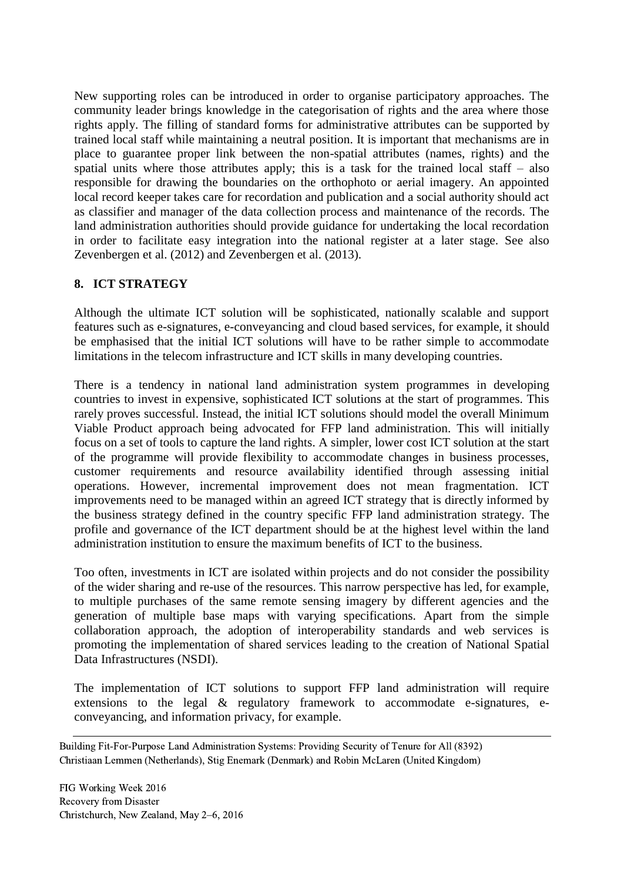New supporting roles can be introduced in order to organise participatory approaches. The community leader brings knowledge in the categorisation of rights and the area where those rights apply. The filling of standard forms for administrative attributes can be supported by trained local staff while maintaining a neutral position. It is important that mechanisms are in place to guarantee proper link between the non-spatial attributes (names, rights) and the spatial units where those attributes apply; this is a task for the trained local staff – also responsible for drawing the boundaries on the orthophoto or aerial imagery. An appointed local record keeper takes care for recordation and publication and a social authority should act as classifier and manager of the data collection process and maintenance of the records. The land administration authorities should provide guidance for undertaking the local recordation in order to facilitate easy integration into the national register at a later stage. See also Zevenbergen et al. (2012) and Zevenbergen et al. (2013).

## 8. ICT STRATEGY

Although the ultimate ICT solution will be sophisticated, nationally scalable and support features such as e-signatures, e-conveyancing and cloud based services, for example, it should be emphasised that the initial ICT solutions will have to be rather simple to accommodate limitations in the telecom infrastructure and ICT skills in many developing countries.

There is a tendency in national land administration system programmes in developing countries to invest in expensive, sophisticated ICT solutions at the start of programmes. This rarely proves successful. Instead, the initial ICT solutions should model the overall Minimum Viable Product approach being advocated for FFP land administration. This will initially focus on a set of tools to capture the land rights. A simpler, lower cost ICT solution at the start of the programme will provide flexibility to accommodate changes in business processes, customer requirements and resource availability identified through assessing initial operations. However, incremental improvement does not mean fragmentation. ICT improvements need to be managed within an agreed ICT strategy that is directly informed by the business strategy defined in the country specific FFP land administration strategy. The profile and governance of the ICT department should be at the highest level within the land administration institution to ensure the maximum benefits of ICT to the business.

Too often, investments in ICT are isolated within projects and do not consider the possibility of the wider sharing and re-use of the resources. This narrow perspective has led, for example, to multiple purchases of the same remote sensing imagery by different agencies and the generation of multiple base maps with varying specifications. Apart from the simple collaboration approach, the adoption of interoperability standards and web services is promoting the implementation of shared services leading to the creation of National Spatial Data Infrastructures (NSDI).

The implementation of ICT solutions to support FFP land administration will require extensions to the legal & regulatory framework to accommodate e-signatures, e-conveyancing, and information privacy, for example.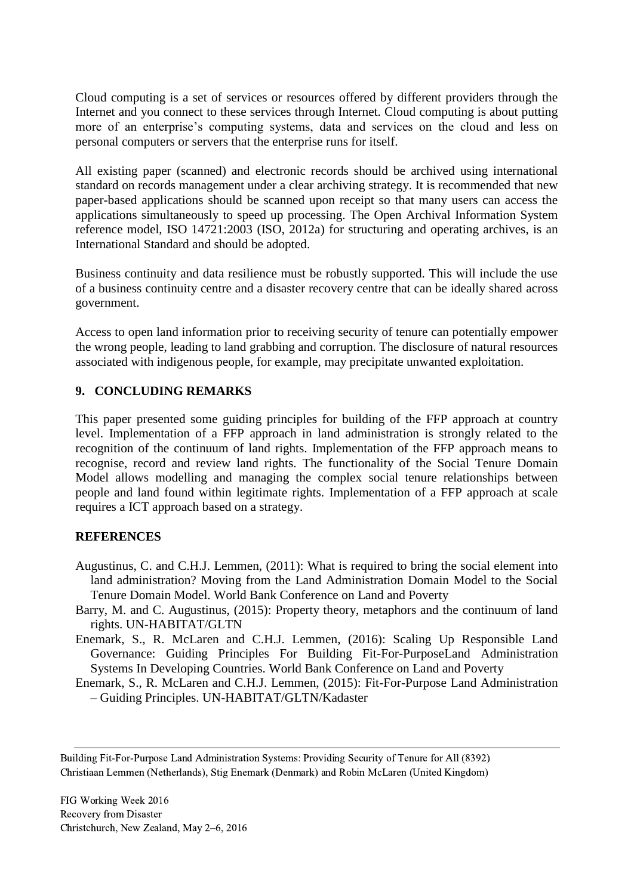Cloud computing is a set of services or resources offered by different providers through the Internet and you connect to these services through Internet. Cloud computing is about putting more of an enterprise's computing systems, data and services on the cloud and less on personal computers or servers that the enterprise runs for itself.

All existing paper (scanned) and electronic records should be archived using international standard on records management under a clear archiving strategy. It is recommended that new paper-based applications should be scanned upon receipt so that many users can access the applications simultaneously to speed up processing. The Open Archival Information System reference model, ISO 14721:2003 (ISO, 2012a) for structuring and operating archives, is an International Standard and should be adopted.

Business continuity and data resilience must be robustly supported. This will include the use of a business continuity centre and a disaster recovery centre that can be ideally shared across government.

Access to open land information prior to receiving security of tenure can potentially empower the wrong people, leading to land grabbing and corruption. The disclosure of natural resources associated with indigenous people, for example, may precipitate unwanted exploitation.

## 9. CONCLUDING REMARKS

This paper presented some guiding principles for building of the FFP approach at country level. Implementation of a FFP approach in land administration is strongly related to the recognition of the continuum of land rights. Implementation of the FFP approach means to recognise, record and review land rights. The functionality of the Social Tenure Domain Model allows modelling and managing the complex social tenure relationships between people and land found within legitimate rights. Implementation of a FFP approach at scale requires a ICT approach based on a strategy.

## REFERENCES

Augustinus, C. and C.H.J. Lemmen, (2011): What is required to bring the social element into land administration? Moving from the Land Administration Domain Model to the Social Tenure Domain Model. World Bank Conference on Land and Poverty

Barry, M. and C. Augustinus, (2015): Property theory, metaphors and the continuum of land rights. UN-HABITAT/GLTN

Enemark, S., R. McLaren and C.H.J. Lemmen, (2016): Scaling Up Responsible Land Governance: Guiding Principles For Building Fit-For-PurposeLand Administration Systems In Developing Countries. World Bank Conference on Land and Poverty

Enemark, S., R. McLaren and C.H.J. Lemmen, (2015): Fit-For-Purpose Land Administration – Guiding Principles. UN-HABITAT/GLTN/Kadaster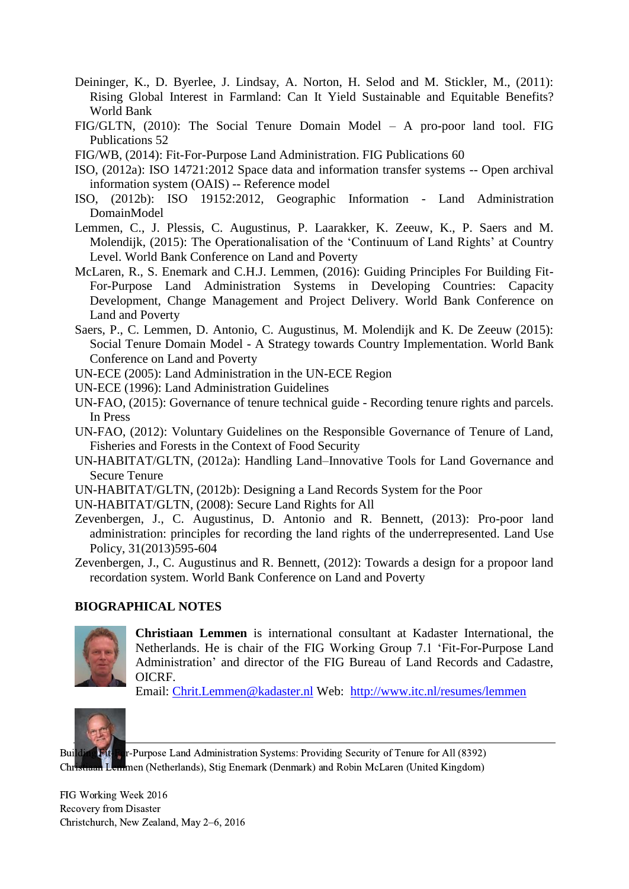Deininger, K., D. Byerlee, J. Lindsay, A. Norton, H. Selod and M. Stickler, M., (2011): Rising Global Interest in Farmland: Can It Yield Sustainable and Equitable Benefits? World Bank

FIG/GLTN, (2010): The Social Tenure Domain Model – A pro-poor land tool. FIG Publications 52

FIG/WB, (2014): Fit-For-Purpose Land Administration. FIG Publications 60

ISO, (2012a): ISO 14721:2012 Space data and information transfer systems -- Open archival information system (OAIS) -- Reference model

ISO, (2012b): ISO 19152:2012, Geographic Information - Land Administration DomainModel

Lemmen, C., J. Plessis, C. Augustinus, P. Laarakker, K. Zeeuw, K., P. Saers and M. Molendijk, (2015): The Operationalisation of the 'Continuum of Land Rights' at Country Level. World Bank Conference on Land and Poverty

McLaren, R., S. Enemark and C.H.J. Lemmen, (2016): Guiding Principles For Building Fit-For-Purpose Land Administration Systems in Developing Countries: Capacity Development, Change Management and Project Delivery. World Bank Conference on Land and Poverty

Saers, P., C. Lemmen, D. Antonio, C. Augustinus, M. Molendijk and K. De Zeeuw (2015): Social Tenure Domain Model - A Strategy towards Country Implementation. World Bank Conference on Land and Poverty

UN-ECE (2005): Land Administration in the UN-ECE Region

UN-ECE (1996): Land Administration Guidelines

UN-FAO, (2015): Governance of tenure technical guide - Recording tenure rights and parcels. In Press

UN-FAO, (2012): Voluntary Guidelines on the Responsible Governance of Tenure of Land, Fisheries and Forests in the Context of Food Security

UN-HABITAT/GLTN, (2012a): Handling Land–Innovative Tools for Land Governance and Secure Tenure

UN-HABITAT/GLTN, (2012b): Designing a Land Records System for the Poor

UN-HABITAT/GLTN, (2008): Secure Land Rights for All

Zevenbergen, J., C. Augustinus, D. Antonio and R. Bennett, (2013): Pro-poor land administration: principles for recording the land rights of the underrepresented. Land Use Policy, 31(2013)595-604

Zevenbergen, J., C. Augustinus and R. Bennett, (2012): Towards a design for a propoor land recordation system. World Bank Conference on Land and Poverty

## BIOGRAPHICAL NOTES

**Christiaan Lemmen** is international consultant at Kadaster International, the Netherlands. He is chair of the FIG Working Group 7.1 'Fit-For-Purpose Land Administration' and director of the FIG Bureau of Land Records and Cadastre, OICRF.
Email: Chrit.Lemmen@kadaster.nl Web: http://www.itc.nl/resumes/lemmen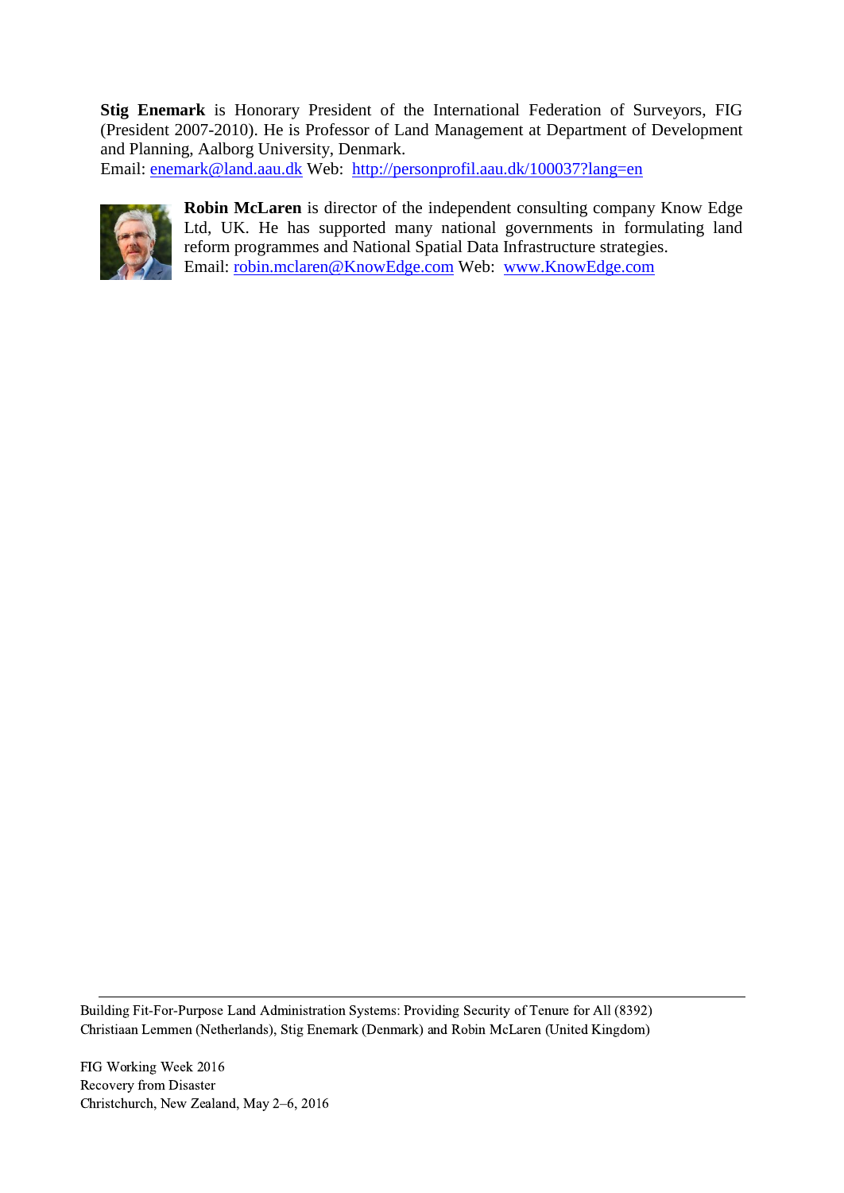**Stig Enemark** is Honorary President of the International Federation of Surveyors, FIG (President 2007-2010). He is Professor of Land Management at Department of Development and Planning, Aalborg University, Denmark.
Email: enemark@land.aau.dk Web: http://personprofil.aau.dk/100037?lang=en

**Robin McLaren** is director of the independent consulting company Know Edge Ltd, UK. He has supported many national governments in formulating land reform programmes and National Spatial Data Infrastructure strategies.
Email: robin.mclaren@KnowEdge.com Web: www.KnowEdge.com